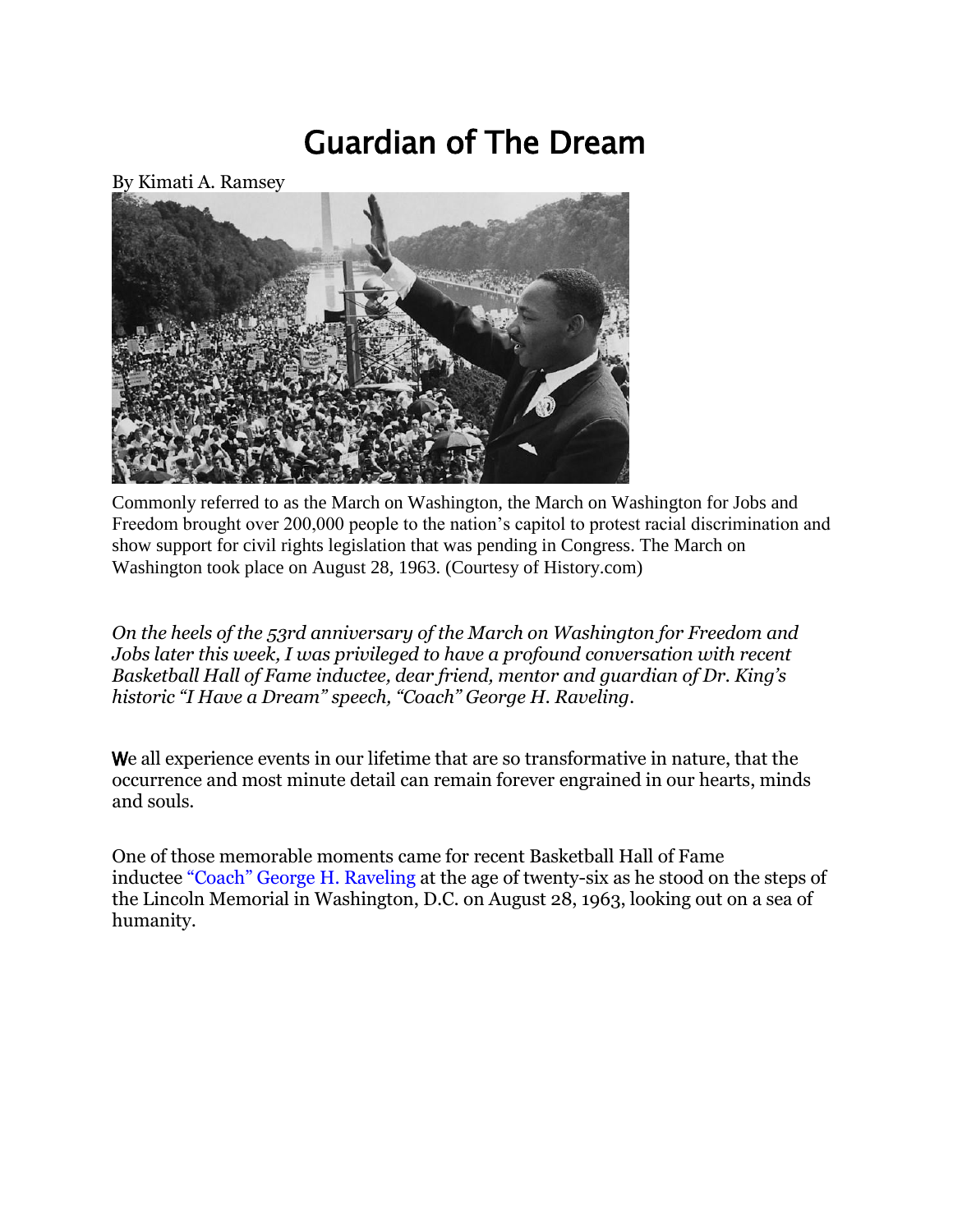# Guardian of The Dream

By Kimati A. Ramsey

Commonly referred to as the March on Washington, the March on Washington for Jobs and Freedom brought over 200,000 people to the nation's capitol to protest racial discrimination and show support for civil rights legislation that was pending in Congress. The March on Washington took place on August 28, 1963. (Courtesy of History.com)

*On the heels of the 53rd anniversary of the March on Washington for Freedom and Jobs later this week, I was privileged to have a profound conversation with recent Basketball Hall of Fame inductee, dear friend, mentor and guardian of Dr. King's historic "I Have a Dream" speech, "Coach" George H. Raveling.*

We all experience events in our lifetime that are so transformative in nature, that the occurrence and most minute detail can remain forever engrained in our hearts, minds and souls.

One of those memorable moments came for recent Basketball Hall of Fame inductee "Coach" George H. Raveling at the age of twenty-six as he stood on the steps of the Lincoln Memorial in Washington, D.C. on August 28, 1963, looking out on a sea of humanity.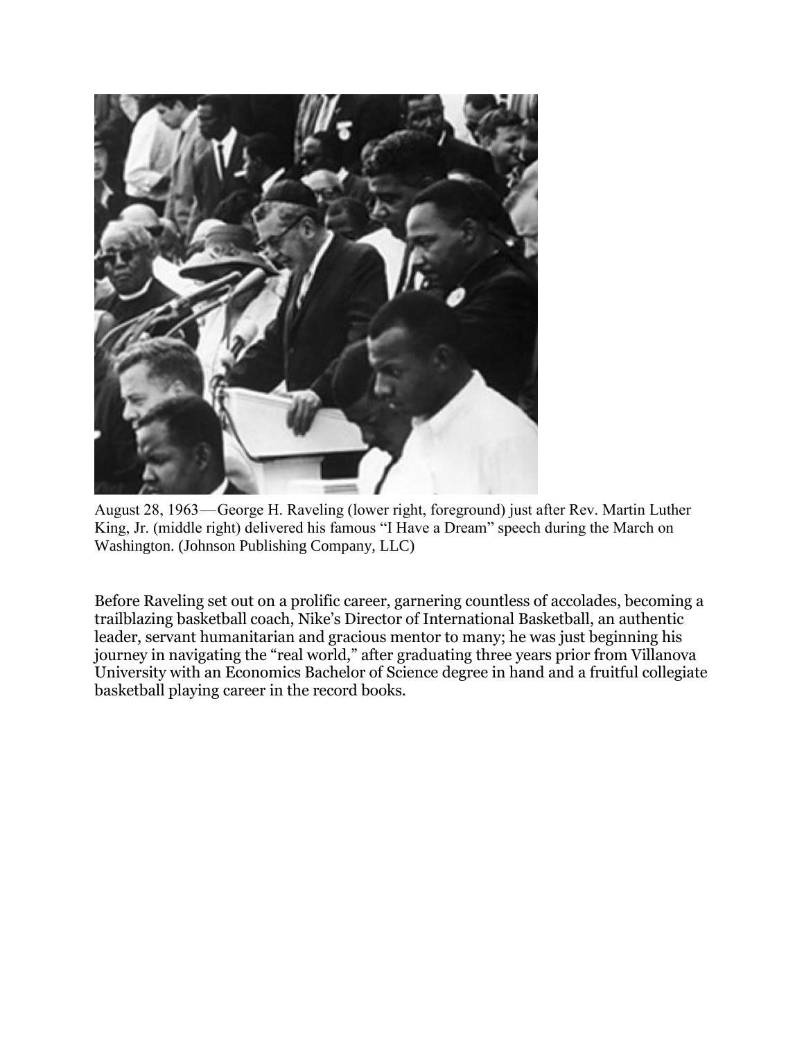August 28, 1963—George H. Raveling (lower right, foreground) just after Rev. Martin Luther King, Jr. (middle right) delivered his famous "I Have a Dream" speech during the March on Washington. (Johnson Publishing Company, LLC)

Before Raveling set out on a prolific career, garnering countless of accolades, becoming a trailblazing basketball coach, Nike's Director of International Basketball, an authentic leader, servant humanitarian and gracious mentor to many; he was just beginning his journey in navigating the "real world," after graduating three years prior from Villanova University with an Economics Bachelor of Science degree in hand and a fruitful collegiate basketball playing career in the record books.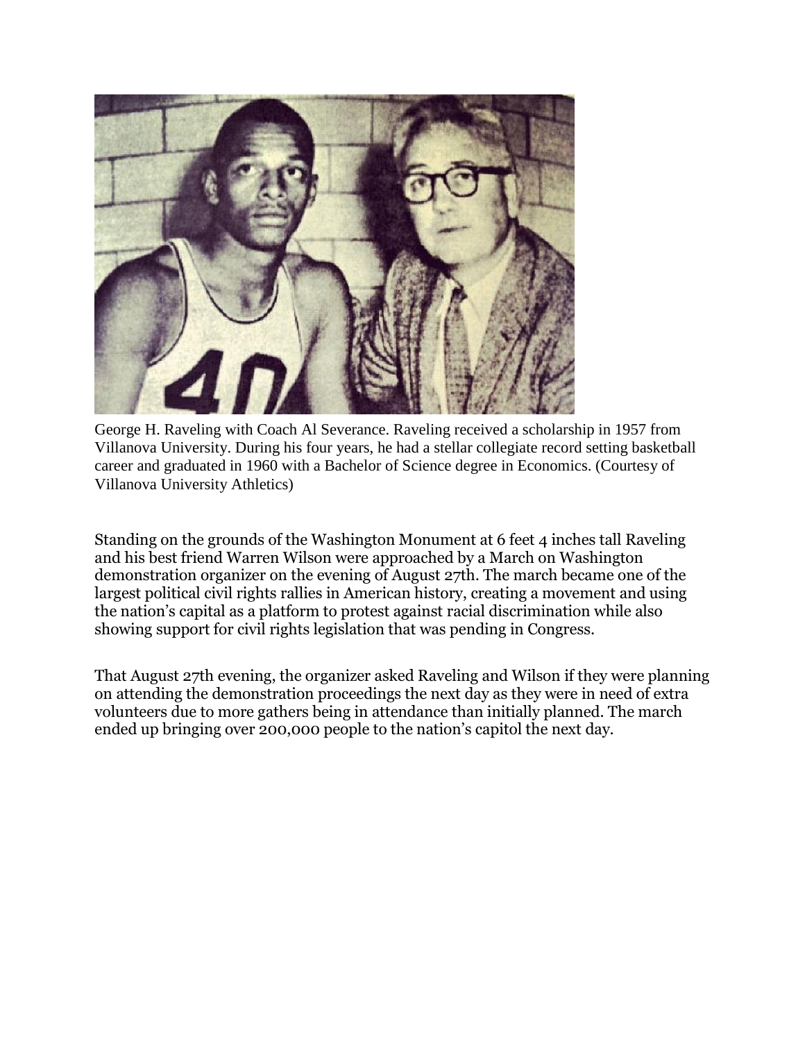George H. Raveling with Coach Al Severance. Raveling received a scholarship in 1957 from Villanova University. During his four years, he had a stellar collegiate record setting basketball career and graduated in 1960 with a Bachelor of Science degree in Economics. (Courtesy of Villanova University Athletics)

Standing on the grounds of the Washington Monument at 6 feet 4 inches tall Raveling and his best friend Warren Wilson were approached by a March on Washington demonstration organizer on the evening of August 27th. The march became one of the largest political civil rights rallies in American history, creating a movement and using the nation's capital as a platform to protest against racial discrimination while also showing support for civil rights legislation that was pending in Congress.

That August 27th evening, the organizer asked Raveling and Wilson if they were planning on attending the demonstration proceedings the next day as they were in need of extra volunteers due to more gathers being in attendance than initially planned. The march ended up bringing over 200,000 people to the nation's capitol the next day.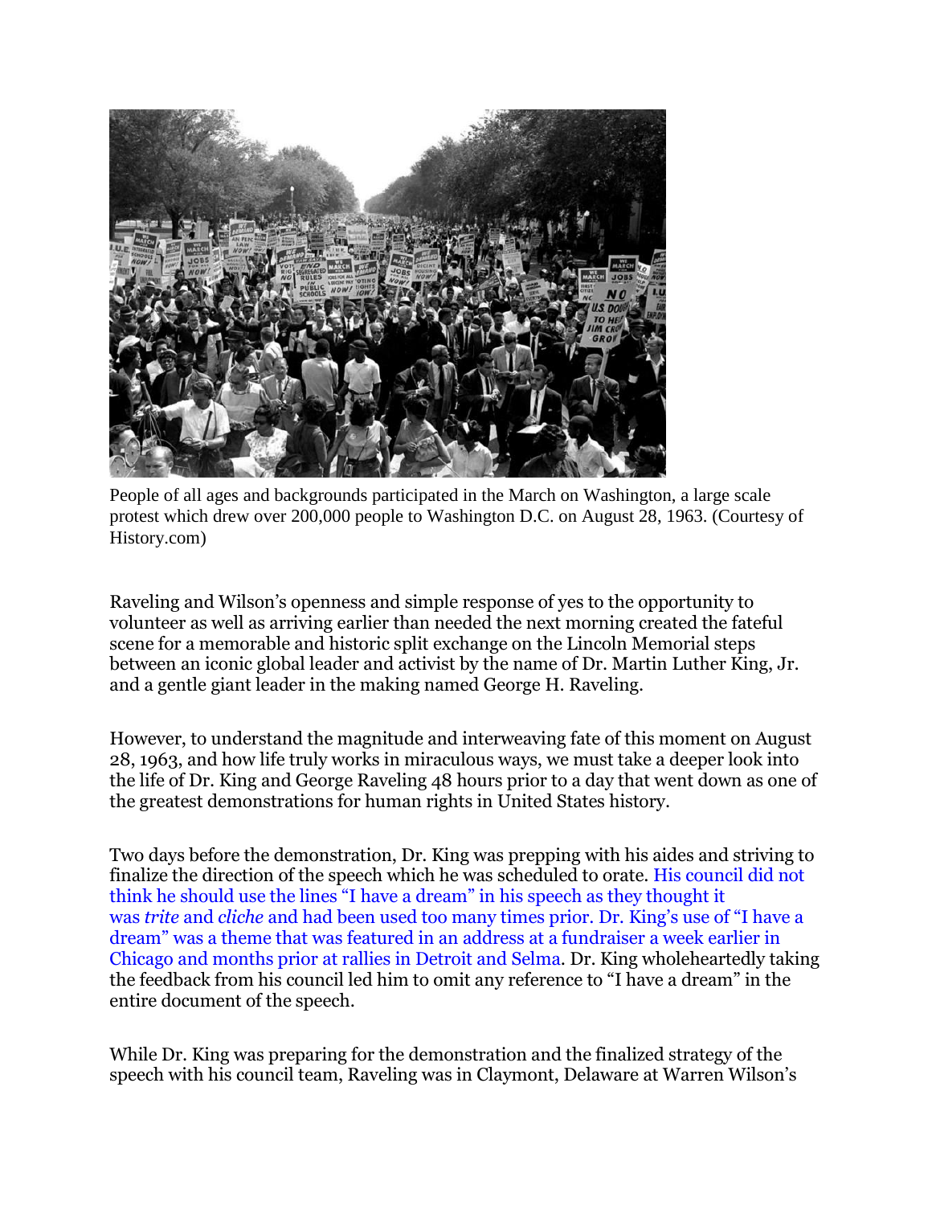People of all ages and backgrounds participated in the March on Washington, a large scale protest which drew over 200,000 people to Washington D.C. on August 28, 1963. (Courtesy of History.com)

Raveling and Wilson's openness and simple response of yes to the opportunity to volunteer as well as arriving earlier than needed the next morning created the fateful scene for a memorable and historic split exchange on the Lincoln Memorial steps between an iconic global leader and activist by the name of Dr. Martin Luther King, Jr. and a gentle giant leader in the making named George H. Raveling.

However, to understand the magnitude and interweaving fate of this moment on August 28, 1963, and how life truly works in miraculous ways, we must take a deeper look into the life of Dr. King and George Raveling 48 hours prior to a day that went down as one of the greatest demonstrations for human rights in United States history.

Two days before the demonstration, Dr. King was prepping with his aides and striving to finalize the direction of the speech which he was scheduled to orate. His council did not think he should use the lines "I have a dream" in his speech as they thought it was *trite* and *cliche* and had been used too many times prior. Dr. King's use of "I have a dream" was a theme that was featured in an address at a fundraiser a week earlier in Chicago and months prior at rallies in Detroit and Selma. Dr. King wholeheartedly taking the feedback from his council led him to omit any reference to "I have a dream" in the entire document of the speech.

While Dr. King was preparing for the demonstration and the finalized strategy of the speech with his council team, Raveling was in Claymont, Delaware at Warren Wilson's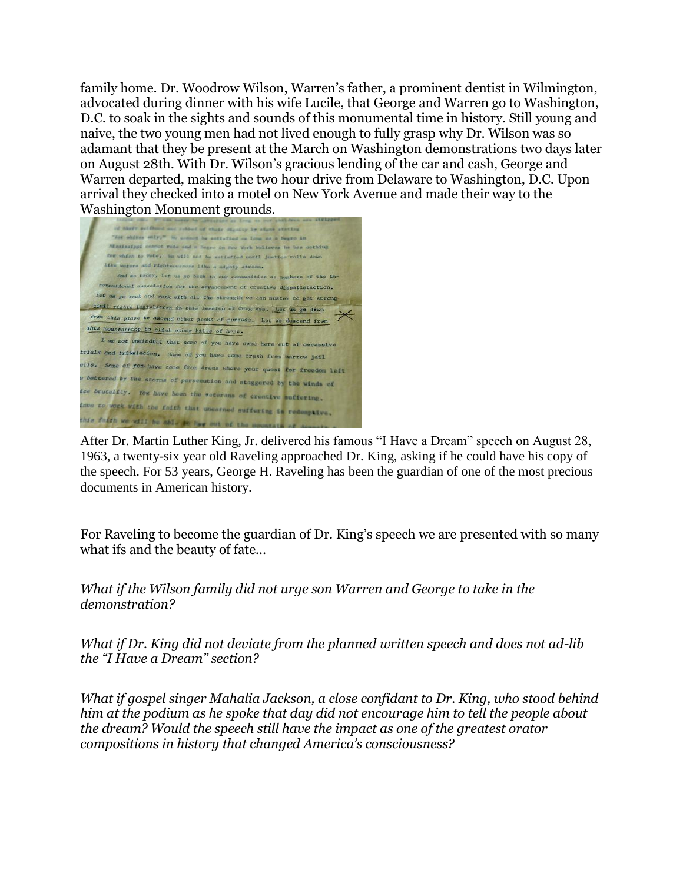family home. Dr. Woodrow Wilson, Warren's father, a prominent dentist in Wilmington, advocated during dinner with his wife Lucile, that George and Warren go to Washington, D.C. to soak in the sights and sounds of this monumental time in history. Still young and naive, the two young men had not lived enough to fully grasp why Dr. Wilson was so adamant that they be present at the March on Washington demonstrations two days later on August 28th. With Dr. Wilson's gracious lending of the car and cash, George and Warren departed, making the two hour drive from Delaware to Washington, D.C. Upon arrival they checked into a motel on New York Avenue and made their way to the Washington Monument grounds.

After Dr. Martin Luther King, Jr. delivered his famous "I Have a Dream" speech on August 28, 1963, a twenty-six year old Raveling approached Dr. King, asking if he could have his copy of the speech. For 53 years, George H. Raveling has been the guardian of one of the most precious documents in American history.

For Raveling to become the guardian of Dr. King's speech we are presented with so many what ifs and the beauty of fate…

*What if the Wilson family did not urge son Warren and George to take in the demonstration?*

*What if Dr. King did not deviate from the planned written speech and does not ad-lib the "I Have a Dream" section?*

*What if gospel singer Mahalia Jackson, a close confidant to Dr. King, who stood behind him at the podium as he spoke that day did not encourage him to tell the people about the dream? Would the speech still have the impact as one of the greatest orator compositions in history that changed America's consciousness?*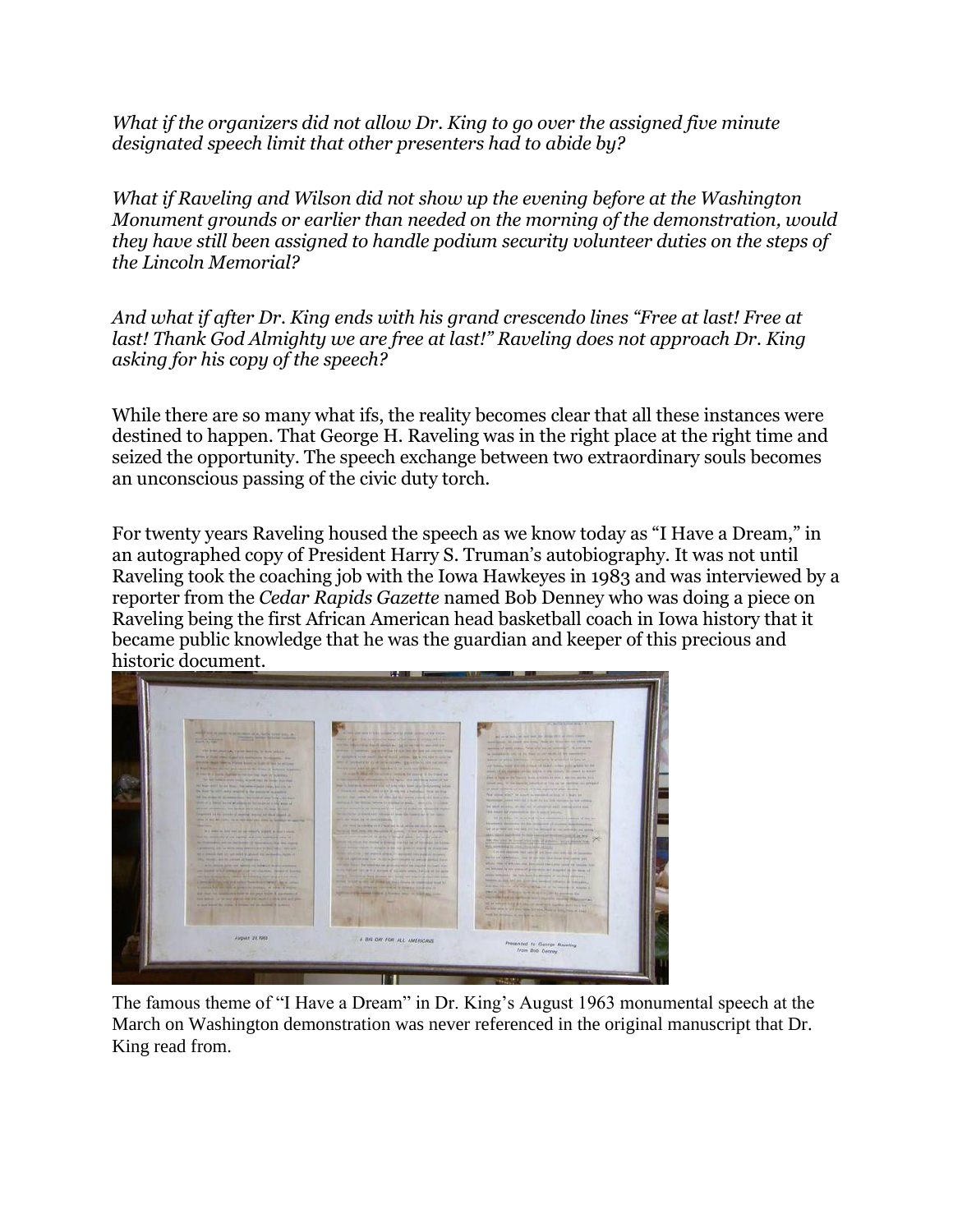*What if the organizers did not allow Dr. King to go over the assigned five minute designated speech limit that other presenters had to abide by?*

*What if Raveling and Wilson did not show up the evening before at the Washington Monument grounds or earlier than needed on the morning of the demonstration, would they have still been assigned to handle podium security volunteer duties on the steps of the Lincoln Memorial?*

*And what if after Dr. King ends with his grand crescendo lines "Free at last! Free at last! Thank God Almighty we are free at last!" Raveling does not approach Dr. King asking for his copy of the speech?*

While there are so many what ifs, the reality becomes clear that all these instances were destined to happen. That George H. Raveling was in the right place at the right time and seized the opportunity. The speech exchange between two extraordinary souls becomes an unconscious passing of the civic duty torch.

For twenty years Raveling housed the speech as we know today as "I Have a Dream," in an autographed copy of President Harry S. Truman's autobiography. It was not until Raveling took the coaching job with the Iowa Hawkeyes in 1983 and was interviewed by a reporter from the *Cedar Rapids Gazette* named Bob Denney who was doing a piece on Raveling being the first African American head basketball coach in Iowa history that it became public knowledge that he was the guardian and keeper of this precious and historic document.

The famous theme of "I Have a Dream" in Dr. King's August 1963 monumental speech at the March on Washington demonstration was never referenced in the original manuscript that Dr. King read from.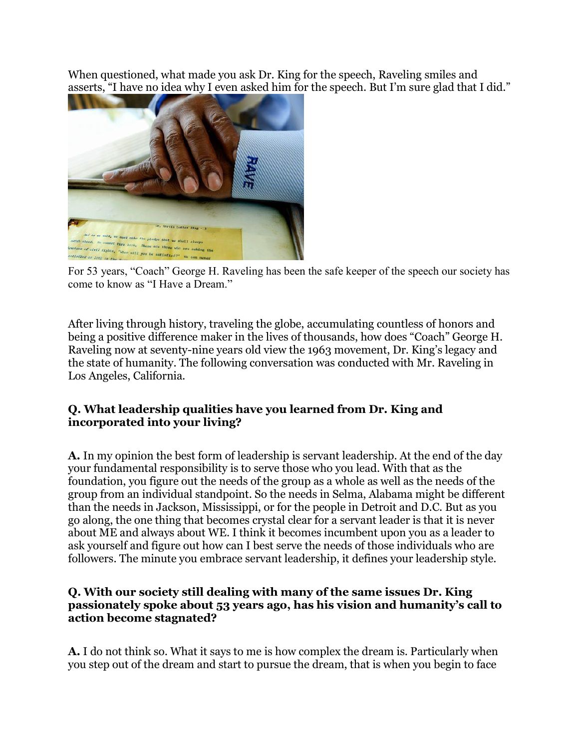When questioned, what made you ask Dr. King for the speech, Raveling smiles and asserts, "I have no idea why I even asked him for the speech. But I'm sure glad that I did."

For 53 years, "Coach" George H. Raveling has been the safe keeper of the speech our society has come to know as "I Have a Dream."

After living through history, traveling the globe, accumulating countless of honors and being a positive difference maker in the lives of thousands, how does "Coach" George H. Raveling now at seventy-nine years old view the 1963 movement, Dr. King's legacy and the state of humanity. The following conversation was conducted with Mr. Raveling in Los Angeles, California.

**Q. What leadership qualities have you learned from Dr. King and incorporated into your living?**

**A.** In my opinion the best form of leadership is servant leadership. At the end of the day your fundamental responsibility is to serve those who you lead. With that as the foundation, you figure out the needs of the group as a whole as well as the needs of the group from an individual standpoint. So the needs in Selma, Alabama might be different than the needs in Jackson, Mississippi, or for the people in Detroit and D.C. But as you go along, the one thing that becomes crystal clear for a servant leader is that it is never about ME and always about WE. I think it becomes incumbent upon you as a leader to ask yourself and figure out how can I best serve the needs of those individuals who are followers. The minute you embrace servant leadership, it defines your leadership style.

**Q. With our society still dealing with many of the same issues Dr. King passionately spoke about 53 years ago, has his vision and humanity's call to action become stagnated?**

**A.** I do not think so. What it says to me is how complex the dream is. Particularly when you step out of the dream and start to pursue the dream, that is when you begin to face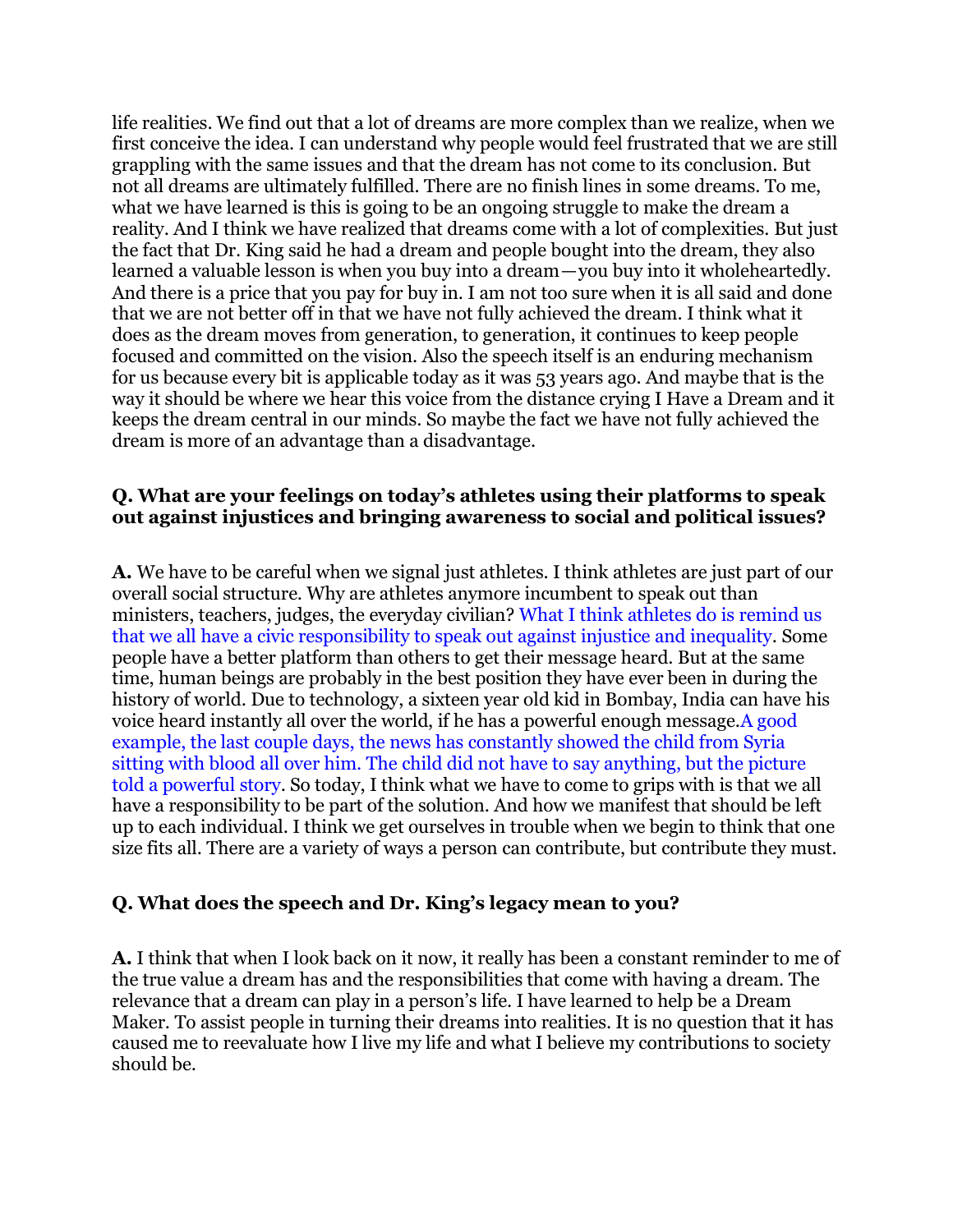life realities. We find out that a lot of dreams are more complex than we realize, when we first conceive the idea. I can understand why people would feel frustrated that we are still grappling with the same issues and that the dream has not come to its conclusion. But not all dreams are ultimately fulfilled. There are no finish lines in some dreams. To me, what we have learned is this is going to be an ongoing struggle to make the dream a reality. And I think we have realized that dreams come with a lot of complexities. But just the fact that Dr. King said he had a dream and people bought into the dream, they also learned a valuable lesson is when you buy into a dream—you buy into it wholeheartedly. And there is a price that you pay for buy in. I am not too sure when it is all said and done that we are not better off in that we have not fully achieved the dream. I think what it does as the dream moves from generation, to generation, it continues to keep people focused and committed on the vision. Also the speech itself is an enduring mechanism for us because every bit is applicable today as it was 53 years ago. And maybe that is the way it should be where we hear this voice from the distance crying I Have a Dream and it keeps the dream central in our minds. So maybe the fact we have not fully achieved the dream is more of an advantage than a disadvantage.

**Q. What are your feelings on today's athletes using their platforms to speak out against injustices and bringing awareness to social and political issues?**

**A.** We have to be careful when we signal just athletes. I think athletes are just part of our overall social structure. Why are athletes anymore incumbent to speak out than ministers, teachers, judges, the everyday civilian? What I think athletes do is remind us that we all have a civic responsibility to speak out against injustice and inequality. Some people have a better platform than others to get their message heard. But at the same time, human beings are probably in the best position they have ever been in during the history of world. Due to technology, a sixteen year old kid in Bombay, India can have his voice heard instantly all over the world, if he has a powerful enough message.A good example, the last couple days, the news has constantly showed the child from Syria sitting with blood all over him. The child did not have to say anything, but the picture told a powerful story. So today, I think what we have to come to grips with is that we all have a responsibility to be part of the solution. And how we manifest that should be left up to each individual. I think we get ourselves in trouble when we begin to think that one size fits all. There are a variety of ways a person can contribute, but contribute they must.

**Q. What does the speech and Dr. King's legacy mean to you?**

**A.** I think that when I look back on it now, it really has been a constant reminder to me of the true value a dream has and the responsibilities that come with having a dream. The relevance that a dream can play in a person's life. I have learned to help be a Dream Maker. To assist people in turning their dreams into realities. It is no question that it has caused me to reevaluate how I live my life and what I believe my contributions to society should be.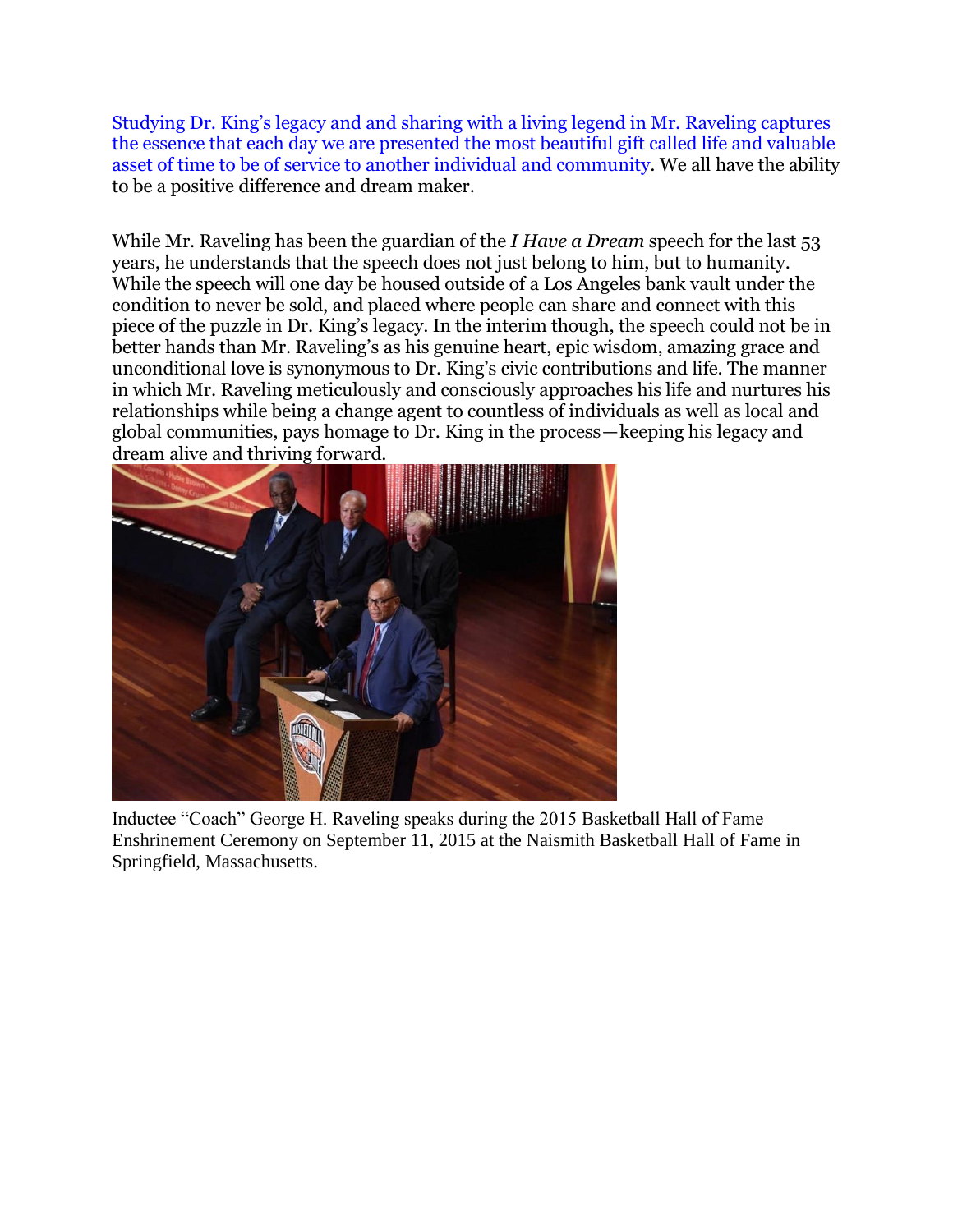Studying Dr. King's legacy and and sharing with a living legend in Mr. Raveling captures the essence that each day we are presented the most beautiful gift called life and valuable asset of time to be of service to another individual and community. We all have the ability to be a positive difference and dream maker.

While Mr. Raveling has been the guardian of the *I Have a Dream* speech for the last 53 years, he understands that the speech does not just belong to him, but to humanity. While the speech will one day be housed outside of a Los Angeles bank vault under the condition to never be sold, and placed where people can share and connect with this piece of the puzzle in Dr. King's legacy. In the interim though, the speech could not be in better hands than Mr. Raveling's as his genuine heart, epic wisdom, amazing grace and unconditional love is synonymous to Dr. King's civic contributions and life. The manner in which Mr. Raveling meticulously and consciously approaches his life and nurtures his relationships while being a change agent to countless of individuals as well as local and global communities, pays homage to Dr. King in the process—keeping his legacy and dream alive and thriving forward.

Inductee "Coach" George H. Raveling speaks during the 2015 Basketball Hall of Fame Enshrinement Ceremony on September 11, 2015 at the Naismith Basketball Hall of Fame in Springfield, Massachusetts.